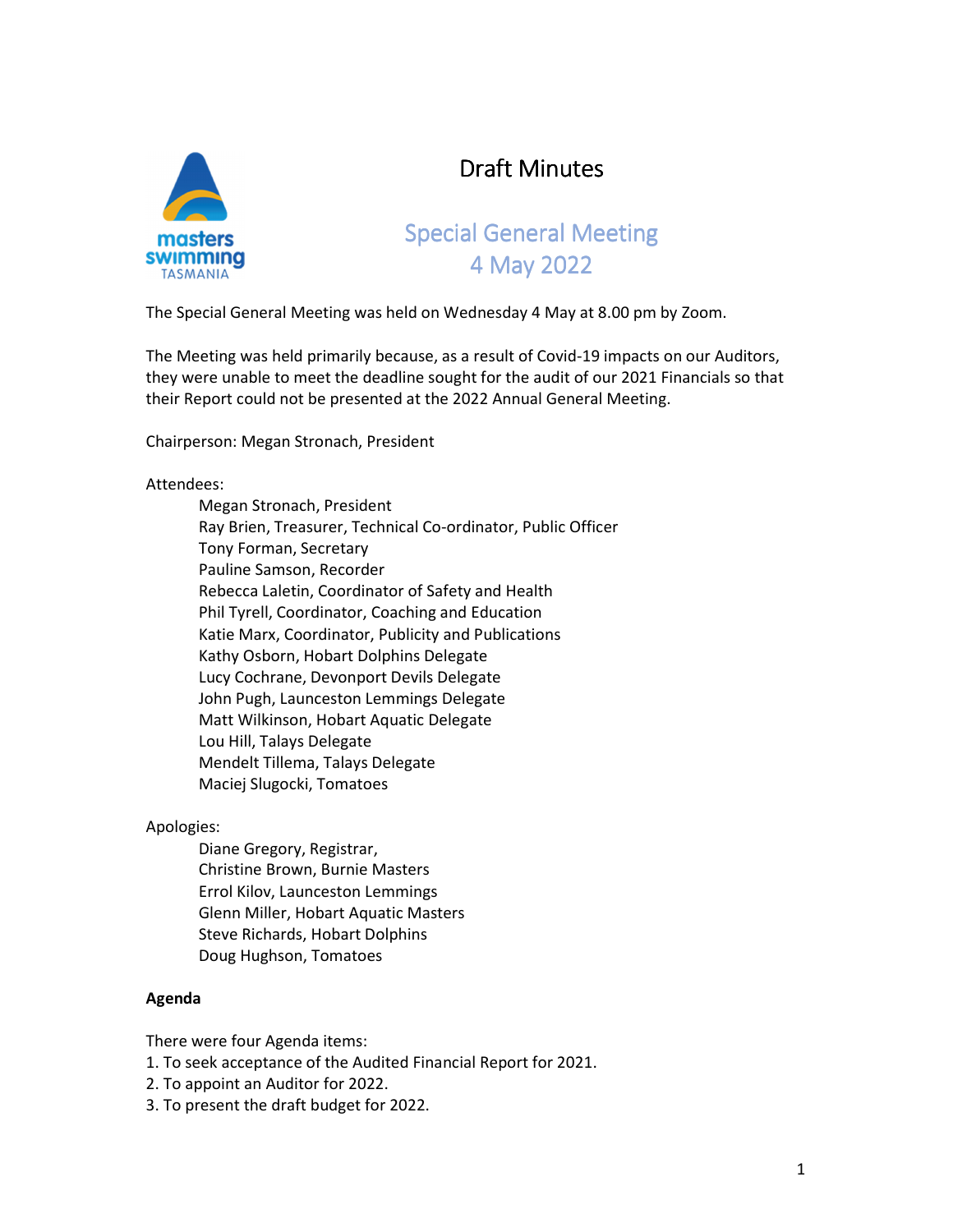# Draft Minutes

## Special General Meeting
## 4 May 2022

The Special General Meeting was held on Wednesday 4 May at 8.00 pm by Zoom.

The Meeting was held primarily because, as a result of Covid-19 impacts on our Auditors, they were unable to meet the deadline sought for the audit of our 2021 Financials so that their Report could not be presented at the 2022 Annual General Meeting.

Chairperson: Megan Stronach, President

Attendees:

- Megan Stronach, President
- Ray Brien, Treasurer, Technical Co-ordinator, Public Officer
- Tony Forman, Secretary
- Pauline Samson, Recorder
- Rebecca Laletin, Coordinator of Safety and Health
- Phil Tyrell, Coordinator, Coaching and Education
- Katie Marx, Coordinator, Publicity and Publications
- Kathy Osborn, Hobart Dolphins Delegate
- Lucy Cochrane, Devonport Devils Delegate
- John Pugh, Launceston Lemmings Delegate
- Matt Wilkinson, Hobart Aquatic Delegate
- Lou Hill, Talays Delegate
- Mendelt Tillema, Talays Delegate
- Maciej Slugocki, Tomatoes

Apologies:

- Diane Gregory, Registrar,
- Christine Brown, Burnie Masters
- Errol Kilov, Launceston Lemmings
- Glenn Miller, Hobart Aquatic Masters
- Steve Richards, Hobart Dolphins
- Doug Hughson, Tomatoes

**Agenda**

There were four Agenda items:

1. To seek acceptance of the Audited Financial Report for 2021.
2. To appoint an Auditor for 2022.
3. To present the draft budget for 2022.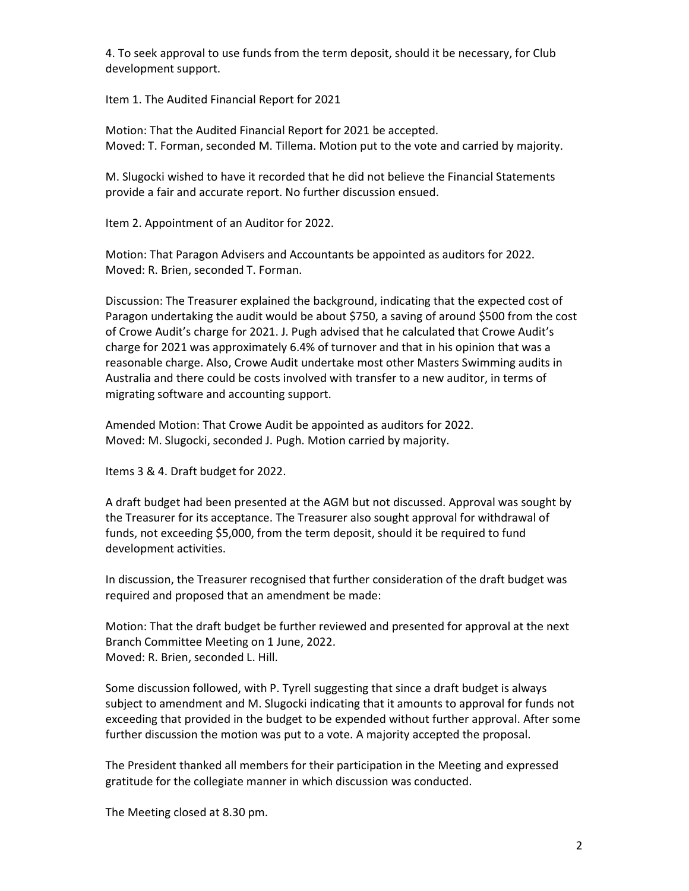4. To seek approval to use funds from the term deposit, should it be necessary, for Club development support.

Item 1. The Audited Financial Report for 2021

Motion: That the Audited Financial Report for 2021 be accepted.
Moved: T. Forman, seconded M. Tillema. Motion put to the vote and carried by majority.

M. Slugocki wished to have it recorded that he did not believe the Financial Statements provide a fair and accurate report. No further discussion ensued.

Item 2. Appointment of an Auditor for 2022.

Motion: That Paragon Advisers and Accountants be appointed as auditors for 2022.
Moved: R. Brien, seconded T. Forman.

Discussion: The Treasurer explained the background, indicating that the expected cost of Paragon undertaking the audit would be about $750, a saving of around $500 from the cost of Crowe Audit's charge for 2021. J. Pugh advised that he calculated that Crowe Audit's charge for 2021 was approximately 6.4% of turnover and that in his opinion that was a reasonable charge. Also, Crowe Audit undertake most other Masters Swimming audits in Australia and there could be costs involved with transfer to a new auditor, in terms of migrating software and accounting support.

Amended Motion: That Crowe Audit be appointed as auditors for 2022.
Moved: M. Slugocki, seconded J. Pugh. Motion carried by majority.

Items 3 & 4. Draft budget for 2022.

A draft budget had been presented at the AGM but not discussed. Approval was sought by the Treasurer for its acceptance. The Treasurer also sought approval for withdrawal of funds, not exceeding $5,000, from the term deposit, should it be required to fund development activities.

In discussion, the Treasurer recognised that further consideration of the draft budget was required and proposed that an amendment be made:

Motion: That the draft budget be further reviewed and presented for approval at the next Branch Committee Meeting on 1 June, 2022.
Moved: R. Brien, seconded L. Hill.

Some discussion followed, with P. Tyrell suggesting that since a draft budget is always subject to amendment and M. Slugocki indicating that it amounts to approval for funds not exceeding that provided in the budget to be expended without further approval. After some further discussion the motion was put to a vote. A majority accepted the proposal.

The President thanked all members for their participation in the Meeting and expressed gratitude for the collegiate manner in which discussion was conducted.

The Meeting closed at 8.30 pm.